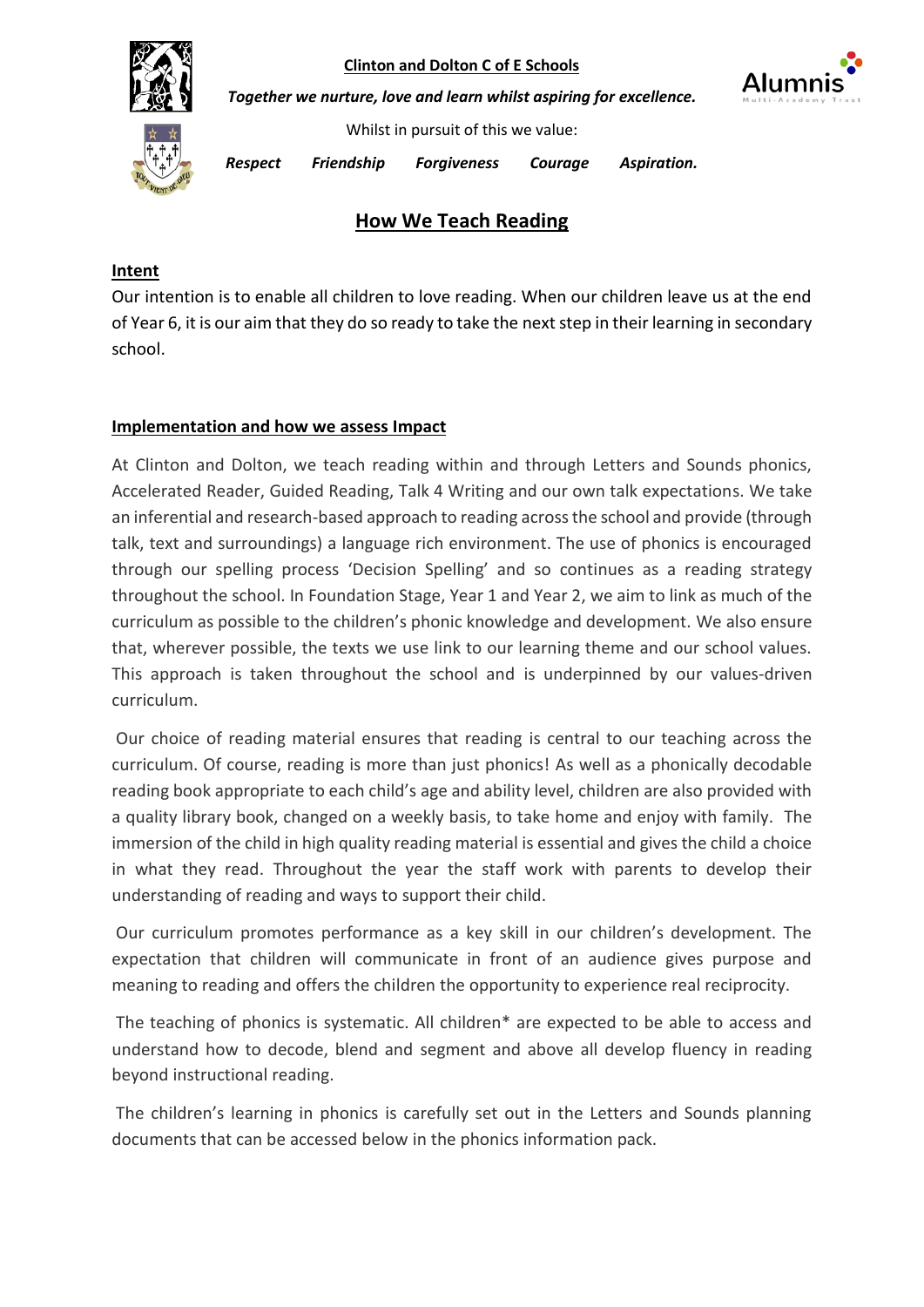**Clinton and Dolton C of E Schools**

***Together we nurture, love and learn whilst aspiring for excellence.***

Whilst in pursuit of this we value:

***Respect Friendship Forgiveness Courage Aspiration.***

# How We Teach Reading

## Intent

Our intention is to enable all children to love reading. When our children leave us at the end of Year 6, it is our aim that they do so ready to take the next step in their learning in secondary school.

## Implementation and how we assess Impact

At Clinton and Dolton, we teach reading within and through Letters and Sounds phonics, Accelerated Reader, Guided Reading, Talk 4 Writing and our own talk expectations. We take an inferential and research-based approach to reading across the school and provide (through talk, text and surroundings) a language rich environment. The use of phonics is encouraged through our spelling process 'Decision Spelling' and so continues as a reading strategy throughout the school. In Foundation Stage, Year 1 and Year 2, we aim to link as much of the curriculum as possible to the children's phonic knowledge and development. We also ensure that, wherever possible, the texts we use link to our learning theme and our school values. This approach is taken throughout the school and is underpinned by our values-driven curriculum.

Our choice of reading material ensures that reading is central to our teaching across the curriculum. Of course, reading is more than just phonics! As well as a phonically decodable reading book appropriate to each child's age and ability level, children are also provided with a quality library book, changed on a weekly basis, to take home and enjoy with family. The immersion of the child in high quality reading material is essential and gives the child a choice in what they read. Throughout the year the staff work with parents to develop their understanding of reading and ways to support their child.

Our curriculum promotes performance as a key skill in our children's development. The expectation that children will communicate in front of an audience gives purpose and meaning to reading and offers the children the opportunity to experience real reciprocity.

The teaching of phonics is systematic. All children* are expected to be able to access and understand how to decode, blend and segment and above all develop fluency in reading beyond instructional reading.

The children's learning in phonics is carefully set out in the Letters and Sounds planning documents that can be accessed below in the phonics information pack.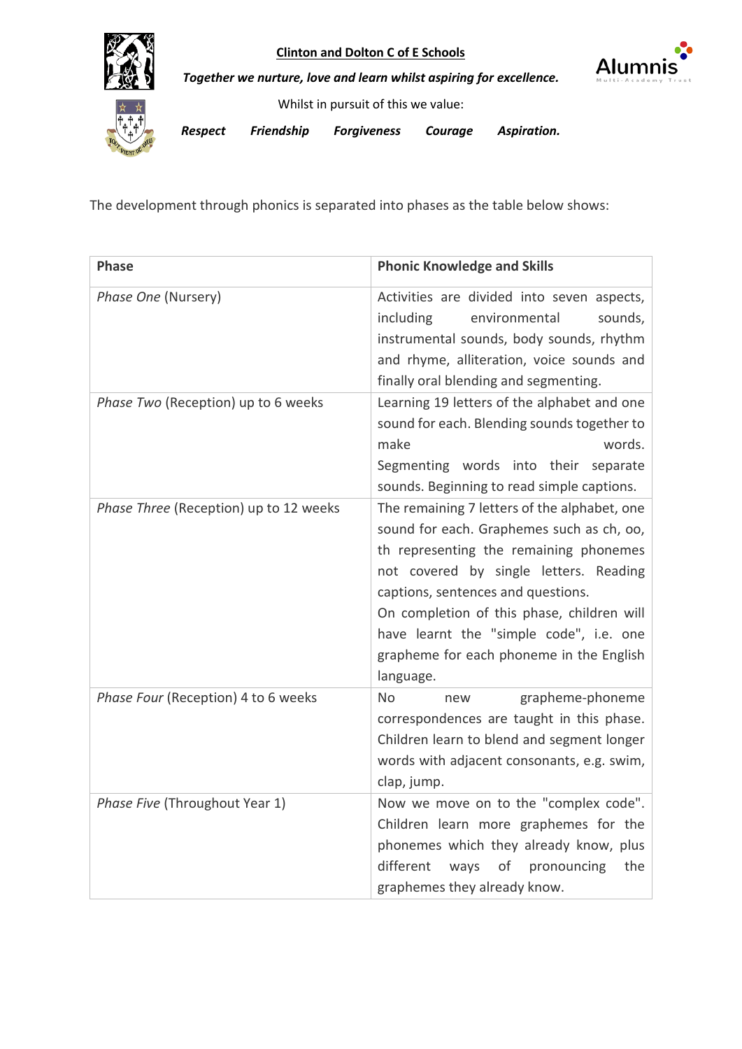The development through phonics is separated into phases as the table below shows:

| Phase | Phonic Knowledge and Skills |
|---|---|
| *Phase One* (Nursery) | Activities are divided into seven aspects, including environmental sounds, instrumental sounds, body sounds, rhythm and rhyme, alliteration, voice sounds and finally oral blending and segmenting. |
| *Phase Two* (Reception) up to 6 weeks | Learning 19 letters of the alphabet and one sound for each. Blending sounds together to make words. Segmenting words into their separate sounds. Beginning to read simple captions. |
| *Phase Three* (Reception) up to 12 weeks | The remaining 7 letters of the alphabet, one sound for each. Graphemes such as ch, oo, th representing the remaining phonemes not covered by single letters. Reading captions, sentences and questions. On completion of this phase, children will have learnt the "simple code", i.e. one grapheme for each phoneme in the English language. |
| *Phase Four* (Reception) 4 to 6 weeks | No new grapheme-phoneme correspondences are taught in this phase. Children learn to blend and segment longer words with adjacent consonants, e.g. swim, clap, jump. |
| *Phase Five* (Throughout Year 1) | Now we move on to the "complex code". Children learn more graphemes for the phonemes which they already know, plus different ways of pronouncing the graphemes they already know. |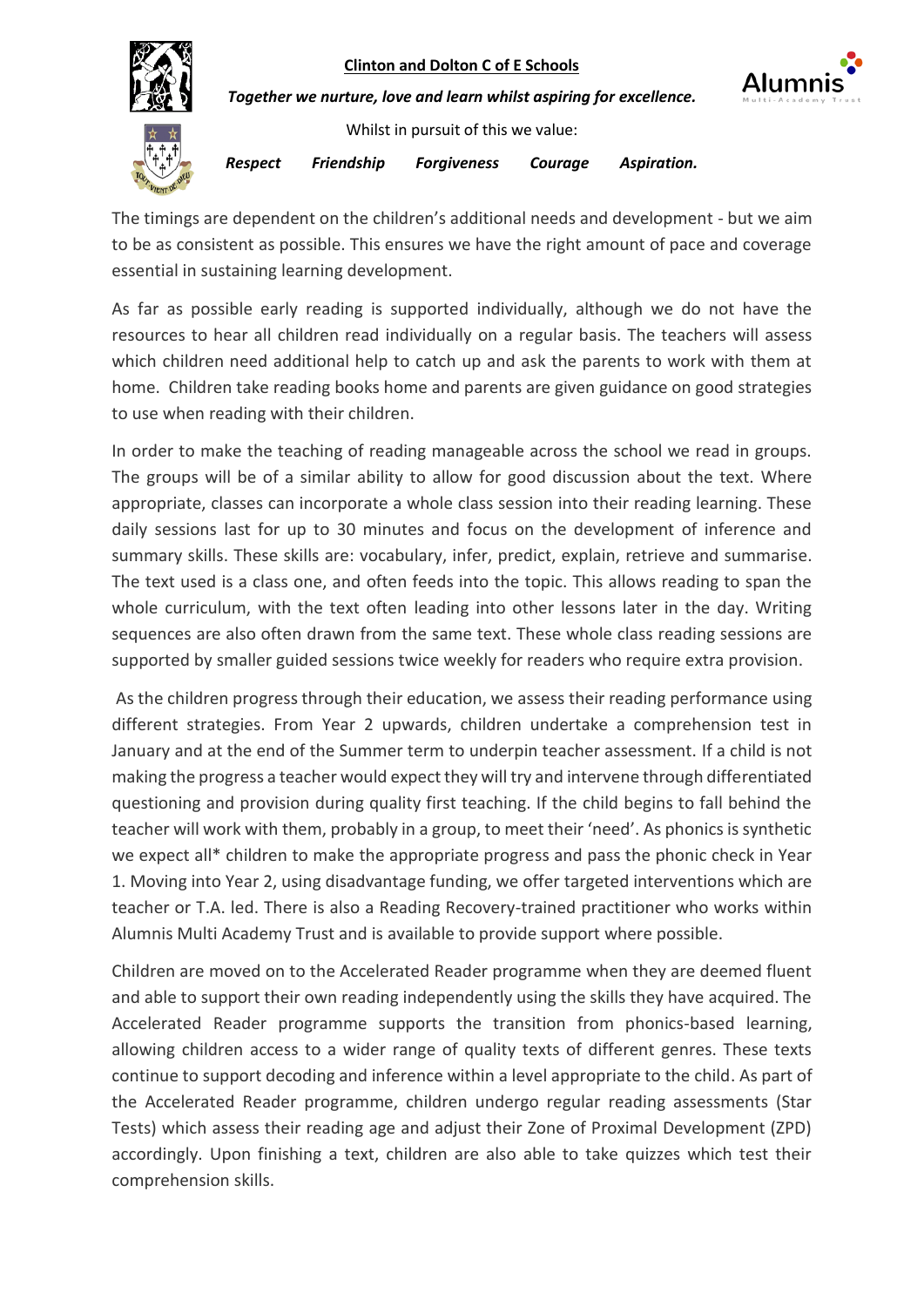The timings are dependent on the children's additional needs and development - but we aim to be as consistent as possible. This ensures we have the right amount of pace and coverage essential in sustaining learning development.

As far as possible early reading is supported individually, although we do not have the resources to hear all children read individually on a regular basis. The teachers will assess which children need additional help to catch up and ask the parents to work with them at home. Children take reading books home and parents are given guidance on good strategies to use when reading with their children.

In order to make the teaching of reading manageable across the school we read in groups. The groups will be of a similar ability to allow for good discussion about the text. Where appropriate, classes can incorporate a whole class session into their reading learning. These daily sessions last for up to 30 minutes and focus on the development of inference and summary skills. These skills are: vocabulary, infer, predict, explain, retrieve and summarise. The text used is a class one, and often feeds into the topic. This allows reading to span the whole curriculum, with the text often leading into other lessons later in the day. Writing sequences are also often drawn from the same text. These whole class reading sessions are supported by smaller guided sessions twice weekly for readers who require extra provision.

As the children progress through their education, we assess their reading performance using different strategies. From Year 2 upwards, children undertake a comprehension test in January and at the end of the Summer term to underpin teacher assessment. If a child is not making the progress a teacher would expect they will try and intervene through differentiated questioning and provision during quality first teaching. If the child begins to fall behind the teacher will work with them, probably in a group, to meet their 'need'. As phonics is synthetic we expect all* children to make the appropriate progress and pass the phonic check in Year 1. Moving into Year 2, using disadvantage funding, we offer targeted interventions which are teacher or T.A. led. There is also a Reading Recovery-trained practitioner who works within Alumnis Multi Academy Trust and is available to provide support where possible.

Children are moved on to the Accelerated Reader programme when they are deemed fluent and able to support their own reading independently using the skills they have acquired. The Accelerated Reader programme supports the transition from phonics-based learning, allowing children access to a wider range of quality texts of different genres. These texts continue to support decoding and inference within a level appropriate to the child. As part of the Accelerated Reader programme, children undergo regular reading assessments (Star Tests) which assess their reading age and adjust their Zone of Proximal Development (ZPD) accordingly. Upon finishing a text, children are also able to take quizzes which test their comprehension skills.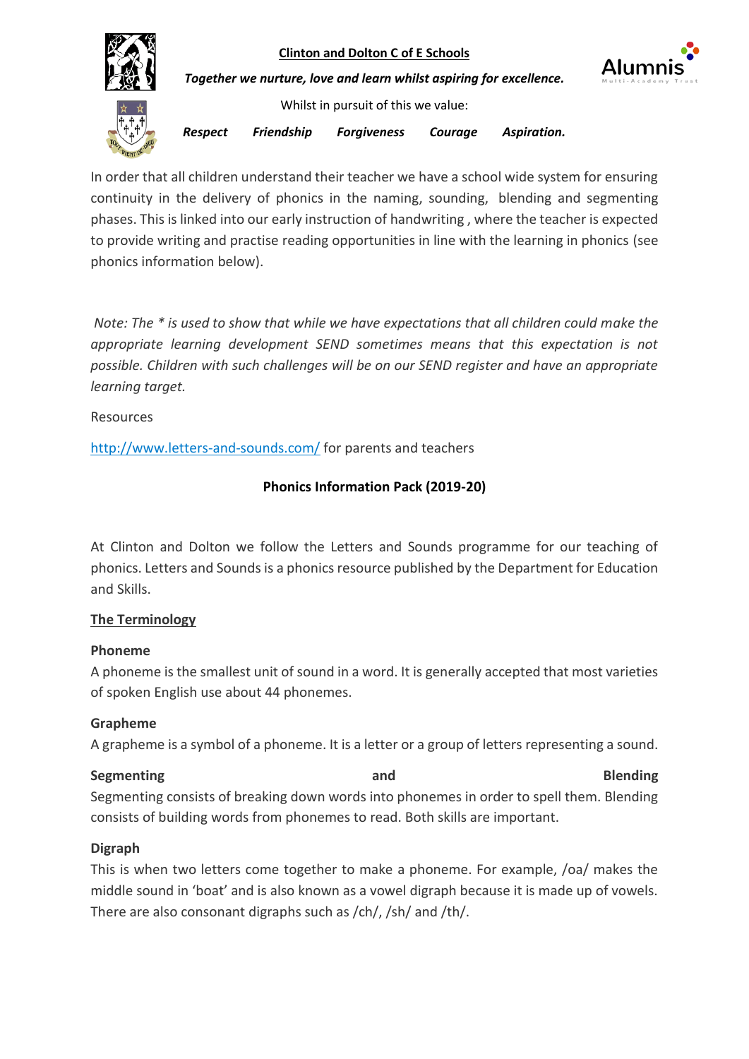**Clinton and Dolton C of E Schools**

***Together we nurture, love and learn whilst aspiring for excellence.***

Whilst in pursuit of this we value:

***Respect Friendship Forgiveness Courage Aspiration.***

In order that all children understand their teacher we have a school wide system for ensuring continuity in the delivery of phonics in the naming, sounding, blending and segmenting phases. This is linked into our early instruction of handwriting , where the teacher is expected to provide writing and practise reading opportunities in line with the learning in phonics (see phonics information below).

*Note: The * is used to show that while we have expectations that all children could make the appropriate learning development SEND sometimes means that this expectation is not possible. Children with such challenges will be on our SEND register and have an appropriate learning target.*

Resources

[http://www.letters-and-sounds.com/](http://www.letters-and-sounds.com/) for parents and teachers

## Phonics Information Pack (2019-20)

At Clinton and Dolton we follow the Letters and Sounds programme for our teaching of phonics. Letters and Sounds is a phonics resource published by the Department for Education and Skills.

### The Terminology

**Phoneme**
A phoneme is the smallest unit of sound in a word. It is generally accepted that most varieties of spoken English use about 44 phonemes.

**Grapheme**
A grapheme is a symbol of a phoneme. It is a letter or a group of letters representing a sound.

**Segmenting and Blending**
Segmenting consists of breaking down words into phonemes in order to spell them. Blending consists of building words from phonemes to read. Both skills are important.

**Digraph**
This is when two letters come together to make a phoneme. For example, /oa/ makes the middle sound in 'boat' and is also known as a vowel digraph because it is made up of vowels. There are also consonant digraphs such as /ch/, /sh/ and /th/.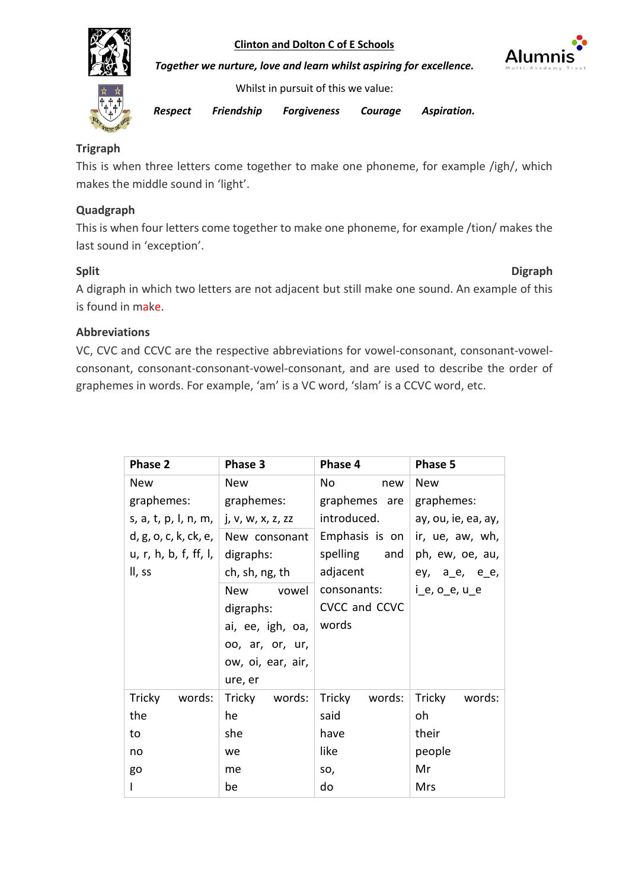**Clinton and Dolton C of E Schools**

***Together we nurture, love and learn whilst aspiring for excellence.***

Whilst in pursuit of this we value:

***Respect Friendship Forgiveness Courage Aspiration.***

**Trigraph**

This is when three letters come together to make one phoneme, for example /igh/, which makes the middle sound in 'light'.

**Quadgraph**

This is when four letters come together to make one phoneme, for example /tion/ makes the last sound in 'exception'.

**Split Digraph**

A digraph in which two letters are not adjacent but still make one sound. An example of this is found in make.

**Abbreviations**

VC, CVC and CCVC are the respective abbreviations for vowel-consonant, consonant-vowel-consonant, consonant-consonant-vowel-consonant, and are used to describe the order of graphemes in words. For example, 'am' is a VC word, 'slam' is a CCVC word, etc.

| **Phase 2** | **Phase 3** | **Phase 4** | **Phase 5** |
|---|---|---|---|
| New graphemes: s, a, t, p, I, n, m, d, g, o, c, k, ck, e, u, r, h, b, f, ff, l, ll, ss | New graphemes: j, v, w, x, z, zz<br>New consonant digraphs: ch, sh, ng, th<br>New vowel digraphs: ai, ee, igh, oa, oo, ar, or, ur, ow, oi, ear, air, ure, er | No new graphemes are introduced. Emphasis is on spelling and adjacent consonants: CVCC and CCVC words | New graphemes: ay, ou, ie, ea, ay, ir, ue, aw, wh, ph, ew, oe, au, ey, a_e, e_e, i_e, o_e, u_e |
| Tricky words: the to no go I | Tricky words: he she we me be | Tricky words: said have like so, do | Tricky words: oh their people Mr Mrs |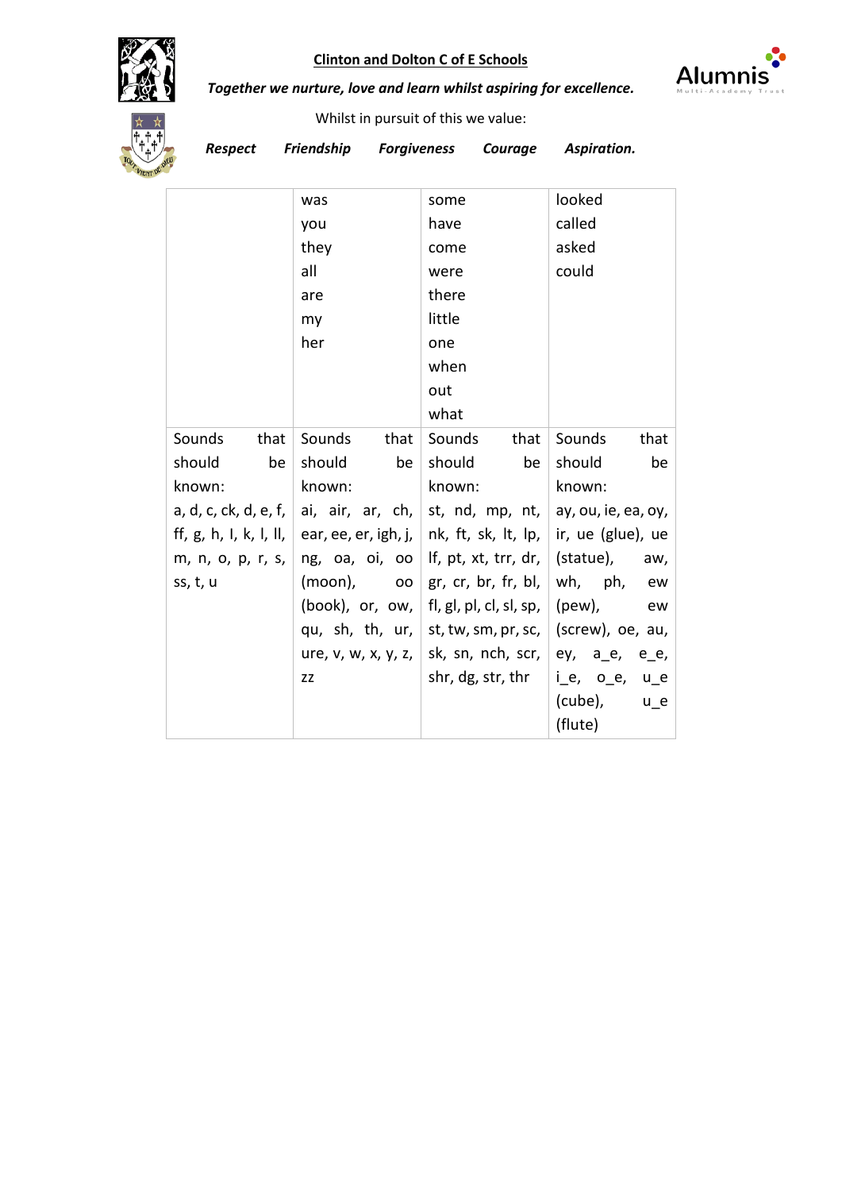**Clinton and Dolton C of E Schools**

***Together we nurture, love and learn whilst aspiring for excellence.***

Whilst in pursuit of this we value:

***Respect Friendship Forgiveness Courage Aspiration.***

| | | | |
|---|---|---|---|
| | was<br>you<br>they<br>all<br>are<br>my<br>her | some<br>have<br>come<br>were<br>there<br>little<br>one<br>when<br>out<br>what | looked<br>called<br>asked<br>could |
| Sounds that should be known:<br>a, d, c, ck, d, e, f, ff, g, h, I, k, l, ll, m, n, o, p, r, s, ss, t, u | Sounds that should be known:<br>ai, air, ar, ch, ear, ee, er, igh, j, ng, oa, oi, oo (moon), oo (book), or, ow, qu, sh, th, ur, ure, v, w, x, y, z, zz | Sounds that should be known:<br>st, nd, mp, nt, nk, ft, sk, lt, lp, lf, pt, xt, trr, dr, gr, cr, br, fr, bl, fl, gl, pl, cl, sl, sp, st, tw, sm, pr, sc, sk, sn, nch, scr, shr, dg, str, thr | Sounds that should be known:<br>ay, ou, ie, ea, oy, ir, ue (glue), ue (statue), aw, wh, ph, ew (pew), ew (screw), oe, au, ey, a_e, e_e, i_e, o_e, u_e (cube), u_e (flute) |